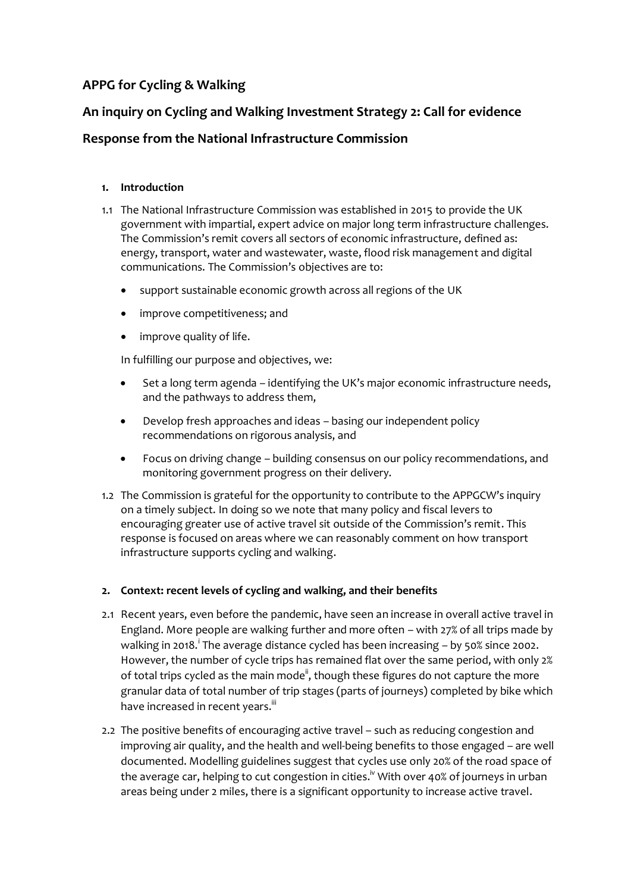## APPG for Cycling & Walking

## An inquiry on Cycling and Walking Investment Strategy 2: Call for evidence

## Response from the National Infrastructure Commission

### 1. Introduction

1.1 The National Infrastructure Commission was established in 2015 to provide the UK government with impartial, expert advice on major long term infrastructure challenges. The Commission's remit covers all sectors of economic infrastructure, defined as: energy, transport, water and wastewater, waste, flood risk management and digital communications. The Commission's objectives are to:

- support sustainable economic growth across all regions of the UK
- improve competitiveness; and
- improve quality of life.

In fulfilling our purpose and objectives, we:

- Set a long term agenda – identifying the UK's major economic infrastructure needs, and the pathways to address them,
- Develop fresh approaches and ideas – basing our independent policy recommendations on rigorous analysis, and
- Focus on driving change – building consensus on our policy recommendations, and monitoring government progress on their delivery.

1.2 The Commission is grateful for the opportunity to contribute to the APPGCW's inquiry on a timely subject. In doing so we note that many policy and fiscal levers to encouraging greater use of active travel sit outside of the Commission's remit. This response is focused on areas where we can reasonably comment on how transport infrastructure supports cycling and walking.

### 2. Context: recent levels of cycling and walking, and their benefits

2.1 Recent years, even before the pandemic, have seen an increase in overall active travel in England. More people are walking further and more often – with 27% of all trips made by walking in 2018.[i] The average distance cycled has been increasing – by 50% since 2002. However, the number of cycle trips has remained flat over the same period, with only 2% of total trips cycled as the main mode[ii], though these figures do not capture the more granular data of total number of trip stages (parts of journeys) completed by bike which have increased in recent years.[iii]

2.2 The positive benefits of encouraging active travel – such as reducing congestion and improving air quality, and the health and well-being benefits to those engaged – are well documented. Modelling guidelines suggest that cycles use only 20% of the road space of the average car, helping to cut congestion in cities.[iv] With over 40% of journeys in urban areas being under 2 miles, there is a significant opportunity to increase active travel.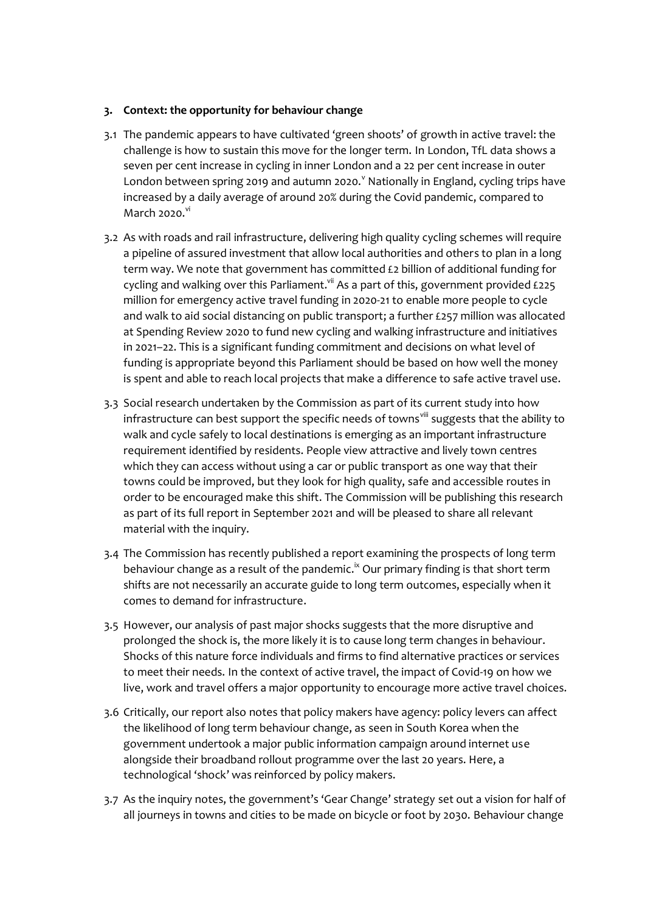## 3. Context: the opportunity for behaviour change

3.1 The pandemic appears to have cultivated 'green shoots' of growth in active travel: the challenge is how to sustain this move for the longer term. In London, TfL data shows a seven per cent increase in cycling in inner London and a 22 per cent increase in outer London between spring 2019 and autumn 2020.[v] Nationally in England, cycling trips have increased by a daily average of around 20% during the Covid pandemic, compared to March 2020.[vi]

3.2 As with roads and rail infrastructure, delivering high quality cycling schemes will require a pipeline of assured investment that allow local authorities and others to plan in a long term way. We note that government has committed £2 billion of additional funding for cycling and walking over this Parliament.[vii] As a part of this, government provided £225 million for emergency active travel funding in 2020-21 to enable more people to cycle and walk to aid social distancing on public transport; a further £257 million was allocated at Spending Review 2020 to fund new cycling and walking infrastructure and initiatives in 2021–22. This is a significant funding commitment and decisions on what level of funding is appropriate beyond this Parliament should be based on how well the money is spent and able to reach local projects that make a difference to safe active travel use.

3.3 Social research undertaken by the Commission as part of its current study into how infrastructure can best support the specific needs of towns[viii] suggests that the ability to walk and cycle safely to local destinations is emerging as an important infrastructure requirement identified by residents. People view attractive and lively town centres which they can access without using a car or public transport as one way that their towns could be improved, but they look for high quality, safe and accessible routes in order to be encouraged make this shift. The Commission will be publishing this research as part of its full report in September 2021 and will be pleased to share all relevant material with the inquiry.

3.4 The Commission has recently published a report examining the prospects of long term behaviour change as a result of the pandemic.[ix] Our primary finding is that short term shifts are not necessarily an accurate guide to long term outcomes, especially when it comes to demand for infrastructure.

3.5 However, our analysis of past major shocks suggests that the more disruptive and prolonged the shock is, the more likely it is to cause long term changes in behaviour. Shocks of this nature force individuals and firms to find alternative practices or services to meet their needs. In the context of active travel, the impact of Covid-19 on how we live, work and travel offers a major opportunity to encourage more active travel choices.

3.6 Critically, our report also notes that policy makers have agency: policy levers can affect the likelihood of long term behaviour change, as seen in South Korea when the government undertook a major public information campaign around internet use alongside their broadband rollout programme over the last 20 years. Here, a technological 'shock' was reinforced by policy makers.

3.7 As the inquiry notes, the government's 'Gear Change' strategy set out a vision for half of all journeys in towns and cities to be made on bicycle or foot by 2030. Behaviour change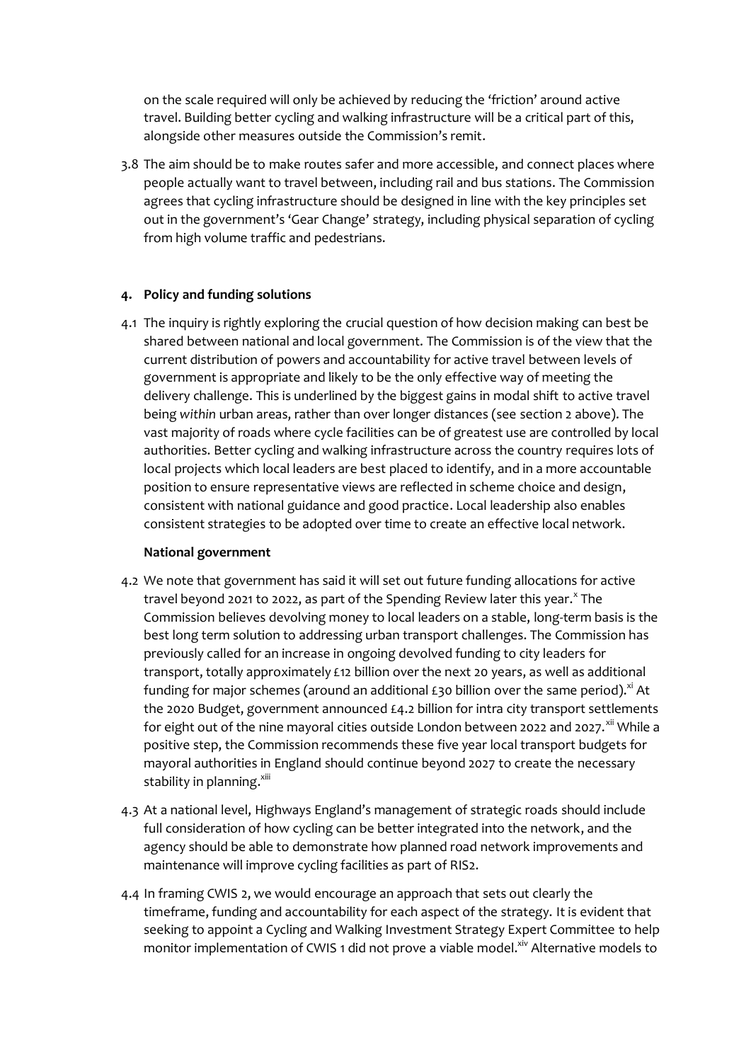on the scale required will only be achieved by reducing the 'friction' around active travel. Building better cycling and walking infrastructure will be a critical part of this, alongside other measures outside the Commission's remit.

3.8 The aim should be to make routes safer and more accessible, and connect places where people actually want to travel between, including rail and bus stations. The Commission agrees that cycling infrastructure should be designed in line with the key principles set out in the government's 'Gear Change' strategy, including physical separation of cycling from high volume traffic and pedestrians.

## 4. Policy and funding solutions

4.1 The inquiry is rightly exploring the crucial question of how decision making can best be shared between national and local government. The Commission is of the view that the current distribution of powers and accountability for active travel between levels of government is appropriate and likely to be the only effective way of meeting the delivery challenge. This is underlined by the biggest gains in modal shift to active travel being *within* urban areas, rather than over longer distances (see section 2 above). The vast majority of roads where cycle facilities can be of greatest use are controlled by local authorities. Better cycling and walking infrastructure across the country requires lots of local projects which local leaders are best placed to identify, and in a more accountable position to ensure representative views are reflected in scheme choice and design, consistent with national guidance and good practice. Local leadership also enables consistent strategies to be adopted over time to create an effective local network.

### National government

4.2 We note that government has said it will set out future funding allocations for active travel beyond 2021 to 2022, as part of the Spending Review later this year.[x] The Commission believes devolving money to local leaders on a stable, long-term basis is the best long term solution to addressing urban transport challenges. The Commission has previously called for an increase in ongoing devolved funding to city leaders for transport, totally approximately £12 billion over the next 20 years, as well as additional funding for major schemes (around an additional £30 billion over the same period).[xi] At the 2020 Budget, government announced £4.2 billion for intra city transport settlements for eight out of the nine mayoral cities outside London between 2022 and 2027.[xii] While a positive step, the Commission recommends these five year local transport budgets for mayoral authorities in England should continue beyond 2027 to create the necessary stability in planning.[xiii]

4.3 At a national level, Highways England's management of strategic roads should include full consideration of how cycling can be better integrated into the network, and the agency should be able to demonstrate how planned road network improvements and maintenance will improve cycling facilities as part of RIS2.

4.4 In framing CWIS 2, we would encourage an approach that sets out clearly the timeframe, funding and accountability for each aspect of the strategy. It is evident that seeking to appoint a Cycling and Walking Investment Strategy Expert Committee to help monitor implementation of CWIS 1 did not prove a viable model.[xiv] Alternative models to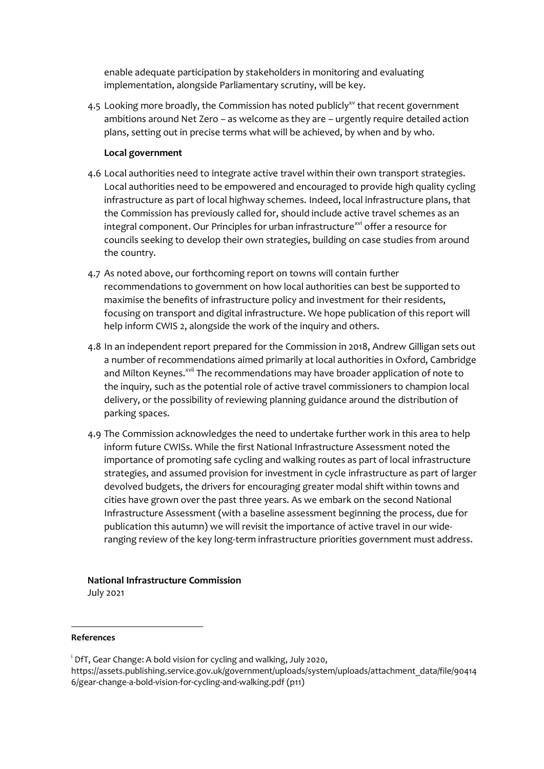enable adequate participation by stakeholders in monitoring and evaluating implementation, alongside Parliamentary scrutiny, will be key.

4.5 Looking more broadly, the Commission has noted publicly[xv] that recent government ambitions around Net Zero – as welcome as they are – urgently require detailed action plans, setting out in precise terms what will be achieved, by when and by who.

**Local government**

4.6 Local authorities need to integrate active travel within their own transport strategies. Local authorities need to be empowered and encouraged to provide high quality cycling infrastructure as part of local highway schemes. Indeed, local infrastructure plans, that the Commission has previously called for, should include active travel schemes as an integral component. Our Principles for urban infrastructure[xvi] offer a resource for councils seeking to develop their own strategies, building on case studies from around the country.

4.7 As noted above, our forthcoming report on towns will contain further recommendations to government on how local authorities can best be supported to maximise the benefits of infrastructure policy and investment for their residents, focusing on transport and digital infrastructure. We hope publication of this report will help inform CWIS 2, alongside the work of the inquiry and others.

4.8 In an independent report prepared for the Commission in 2018, Andrew Gilligan sets out a number of recommendations aimed primarily at local authorities in Oxford, Cambridge and Milton Keynes.[xvii] The recommendations may have broader application of note to the inquiry, such as the potential role of active travel commissioners to champion local delivery, or the possibility of reviewing planning guidance around the distribution of parking spaces.

4.9 The Commission acknowledges the need to undertake further work in this area to help inform future CWISs. While the first National Infrastructure Assessment noted the importance of promoting safe cycling and walking routes as part of local infrastructure strategies, and assumed provision for investment in cycle infrastructure as part of larger devolved budgets, the drivers for encouraging greater modal shift within towns and cities have grown over the past three years. As we embark on the second National Infrastructure Assessment (with a baseline assessment beginning the process, due for publication this autumn) we will revisit the importance of active travel in our wide-ranging review of the key long-term infrastructure priorities government must address.

**National Infrastructure Commission**
July 2021

**References**

[i] DfT, Gear Change: A bold vision for cycling and walking, July 2020, https://assets.publishing.service.gov.uk/government/uploads/system/uploads/attachment_data/file/904146/gear-change-a-bold-vision-for-cycling-and-walking.pdf (p11)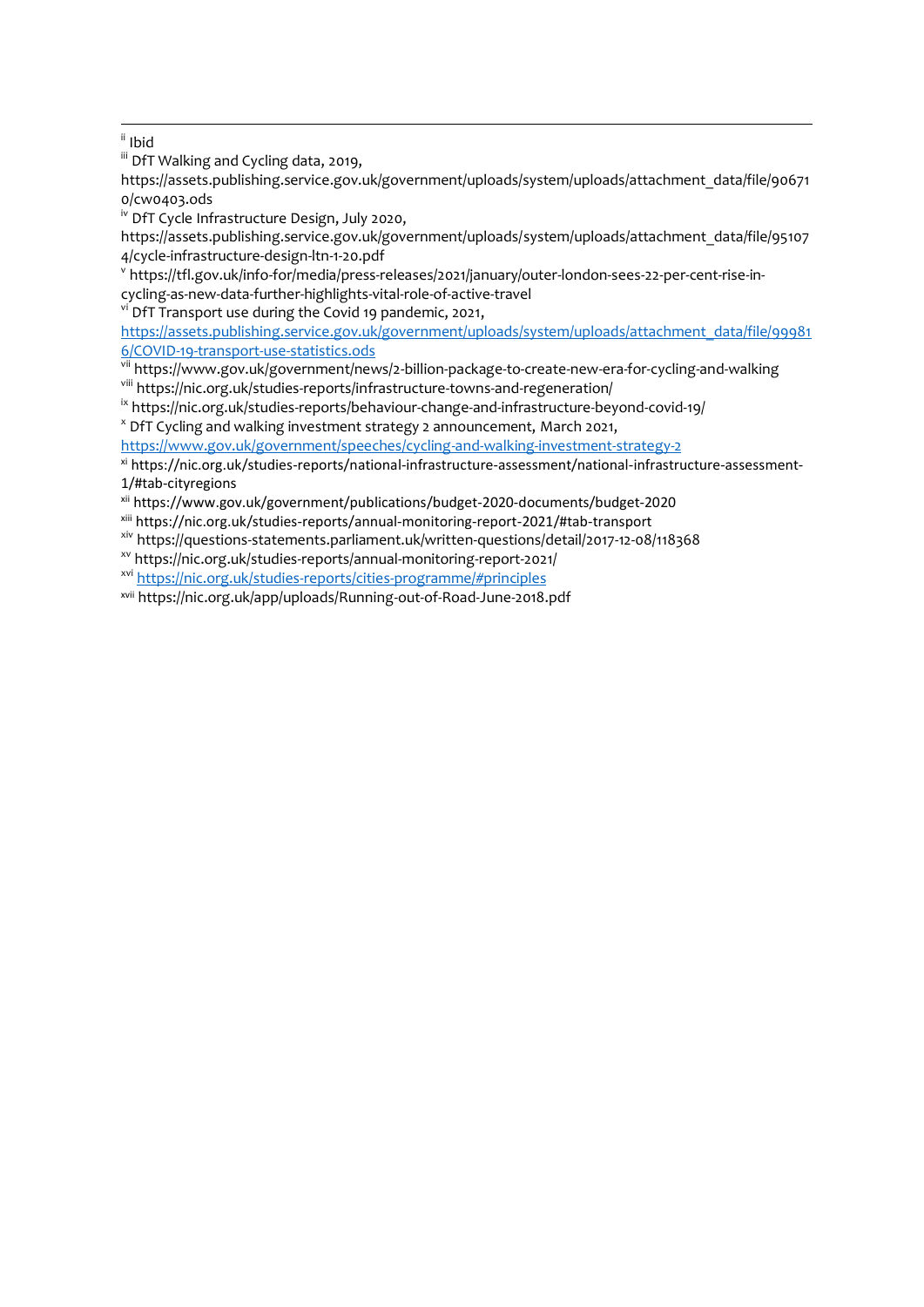[ii] Ibid

[iii] DfT Walking and Cycling data, 2019, https://assets.publishing.service.gov.uk/government/uploads/system/uploads/attachment_data/file/906710/cw0403.ods

[iv] DfT Cycle Infrastructure Design, July 2020, https://assets.publishing.service.gov.uk/government/uploads/system/uploads/attachment_data/file/951074/cycle-infrastructure-design-ltn-1-20.pdf

[v] https://tfl.gov.uk/info-for/media/press-releases/2021/january/outer-london-sees-22-per-cent-rise-in-cycling-as-new-data-further-highlights-vital-role-of-active-travel

[vi] DfT Transport use during the Covid 19 pandemic, 2021, https://assets.publishing.service.gov.uk/government/uploads/system/uploads/attachment_data/file/999816/COVID-19-transport-use-statistics.ods

[vii] https://www.gov.uk/government/news/2-billion-package-to-create-new-era-for-cycling-and-walking

[viii] https://nic.org.uk/studies-reports/infrastructure-towns-and-regeneration/

[ix] https://nic.org.uk/studies-reports/behaviour-change-and-infrastructure-beyond-covid-19/

[x] DfT Cycling and walking investment strategy 2 announcement, March 2021, https://www.gov.uk/government/speeches/cycling-and-walking-investment-strategy-2

[xi] https://nic.org.uk/studies-reports/national-infrastructure-assessment/national-infrastructure-assessment-1/#tab-cityregions

[xii] https://www.gov.uk/government/publications/budget-2020-documents/budget-2020

[xiii] https://nic.org.uk/studies-reports/annual-monitoring-report-2021/#tab-transport

[xiv] https://questions-statements.parliament.uk/written-questions/detail/2017-12-08/118368

[xv] https://nic.org.uk/studies-reports/annual-monitoring-report-2021/

[xvi] https://nic.org.uk/studies-reports/cities-programme/#principles

[xvii] https://nic.org.uk/app/uploads/Running-out-of-Road-June-2018.pdf